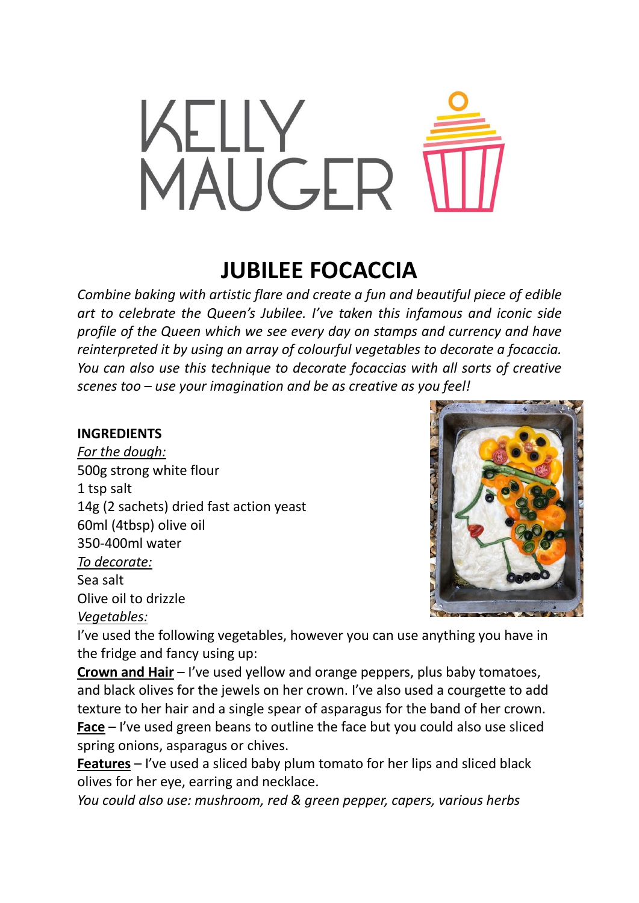KELLY MAUGER

# JUBILEE FOCACCIA

*Combine baking with artistic flare and create a fun and beautiful piece of edible art to celebrate the Queen's Jubilee. I've taken this infamous and iconic side profile of the Queen which we see every day on stamps and currency and have reinterpreted it by using an array of colourful vegetables to decorate a focaccia. You can also use this technique to decorate focaccias with all sorts of creative scenes too – use your imagination and be as creative as you feel!*

**INGREDIENTS**

*For the dough:*
500g strong white flour
1 tsp salt
14g (2 sachets) dried fast action yeast
60ml (4tbsp) olive oil
350-400ml water

*To decorate:*
Sea salt
Olive oil to drizzle

*Vegetables:*
I've used the following vegetables, however you can use anything you have in the fridge and fancy using up:

**Crown and Hair** – I've used yellow and orange peppers, plus baby tomatoes, and black olives for the jewels on her crown. I've also used a courgette to add texture to her hair and a single spear of asparagus for the band of her crown.

**Face** – I've used green beans to outline the face but you could also use sliced spring onions, asparagus or chives.

**Features** – I've used a sliced baby plum tomato for her lips and sliced black olives for her eye, earring and necklace.

*You could also use: mushroom, red & green pepper, capers, various herbs*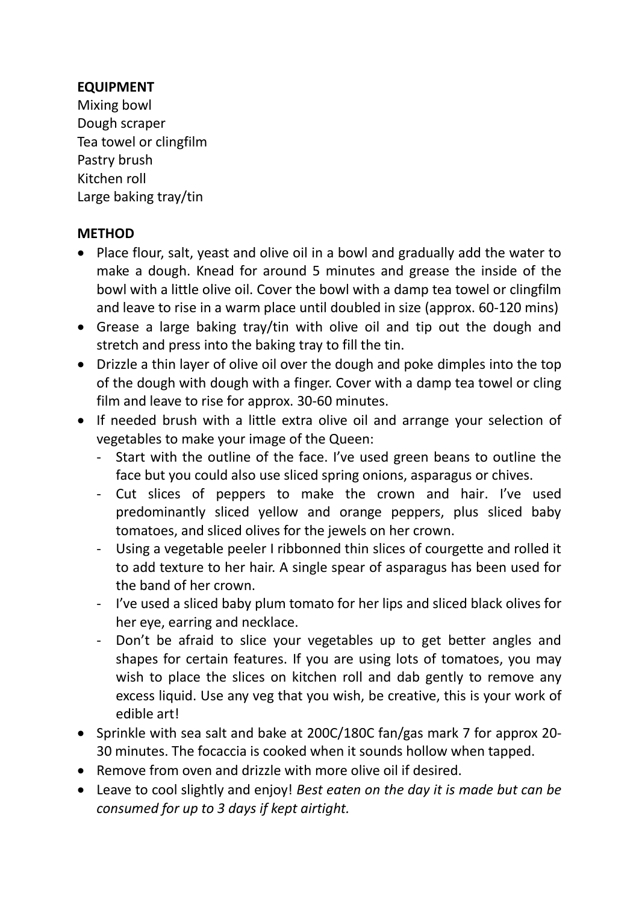**EQUIPMENT**

Mixing bowl
Dough scraper
Tea towel or clingfilm
Pastry brush
Kitchen roll
Large baking tray/tin

**METHOD**

- Place flour, salt, yeast and olive oil in a bowl and gradually add the water to make a dough. Knead for around 5 minutes and grease the inside of the bowl with a little olive oil. Cover the bowl with a damp tea towel or clingfilm and leave to rise in a warm place until doubled in size (approx. 60-120 mins)
- Grease a large baking tray/tin with olive oil and tip out the dough and stretch and press into the baking tray to fill the tin.
- Drizzle a thin layer of olive oil over the dough and poke dimples into the top of the dough with dough with a finger. Cover with a damp tea towel or cling film and leave to rise for approx. 30-60 minutes.
- If needed brush with a little extra olive oil and arrange your selection of vegetables to make your image of the Queen:
  - Start with the outline of the face. I've used green beans to outline the face but you could also use sliced spring onions, asparagus or chives.
  - Cut slices of peppers to make the crown and hair. I've used predominantly sliced yellow and orange peppers, plus sliced baby tomatoes, and sliced olives for the jewels on her crown.
  - Using a vegetable peeler I ribbonned thin slices of courgette and rolled it to add texture to her hair. A single spear of asparagus has been used for the band of her crown.
  - I've used a sliced baby plum tomato for her lips and sliced black olives for her eye, earring and necklace.
  - Don't be afraid to slice your vegetables up to get better angles and shapes for certain features. If you are using lots of tomatoes, you may wish to place the slices on kitchen roll and dab gently to remove any excess liquid. Use any veg that you wish, be creative, this is your work of edible art!
- Sprinkle with sea salt and bake at 200C/180C fan/gas mark 7 for approx 20-30 minutes. The focaccia is cooked when it sounds hollow when tapped.
- Remove from oven and drizzle with more olive oil if desired.
- Leave to cool slightly and enjoy! *Best eaten on the day it is made but can be consumed for up to 3 days if kept airtight.*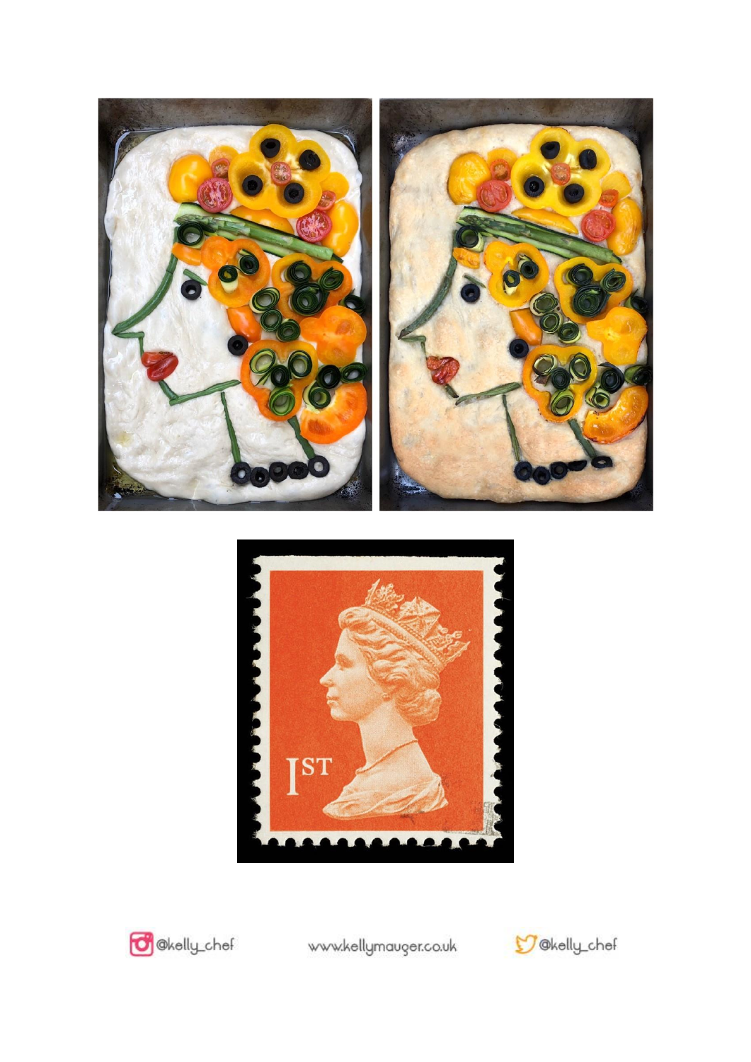@kelly_chef

www.kellymauger.co.uk

@kelly_chef